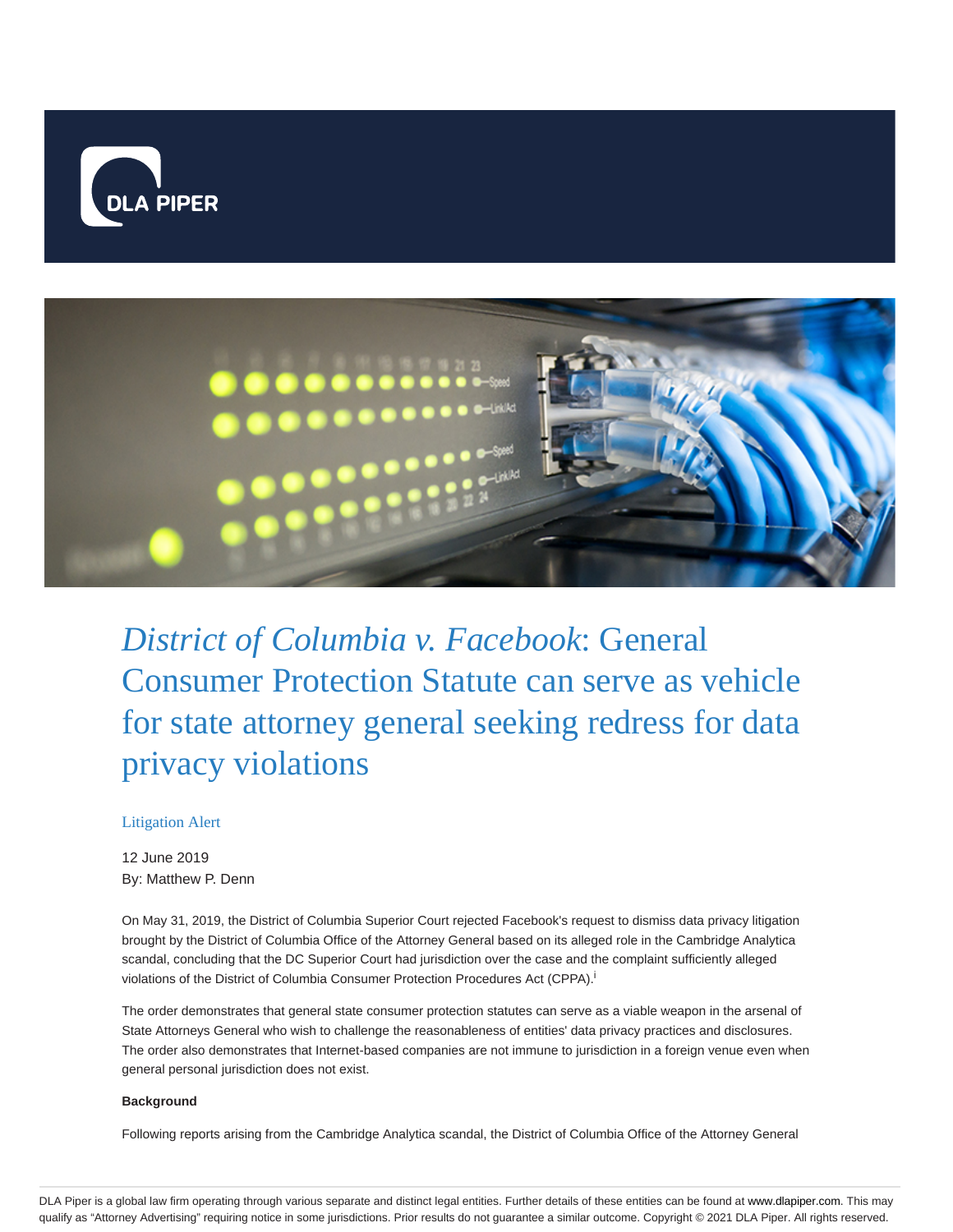# *District of Columbia v. Facebook*: General Consumer Protection Statute can serve as vehicle for state attorney general seeking redress for data privacy violations

Litigation Alert

12 June 2019
By: Matthew P. Denn

On May 31, 2019, the District of Columbia Superior Court rejected Facebook's request to dismiss data privacy litigation brought by the District of Columbia Office of the Attorney General based on its alleged role in the Cambridge Analytica scandal, concluding that the DC Superior Court had jurisdiction over the case and the complaint sufficiently alleged violations of the District of Columbia Consumer Protection Procedures Act (CPPA).[i]

The order demonstrates that general state consumer protection statutes can serve as a viable weapon in the arsenal of State Attorneys General who wish to challenge the reasonableness of entities' data privacy practices and disclosures. The order also demonstrates that Internet-based companies are not immune to jurisdiction in a foreign venue even when general personal jurisdiction does not exist.

**Background**

Following reports arising from the Cambridge Analytica scandal, the District of Columbia Office of the Attorney General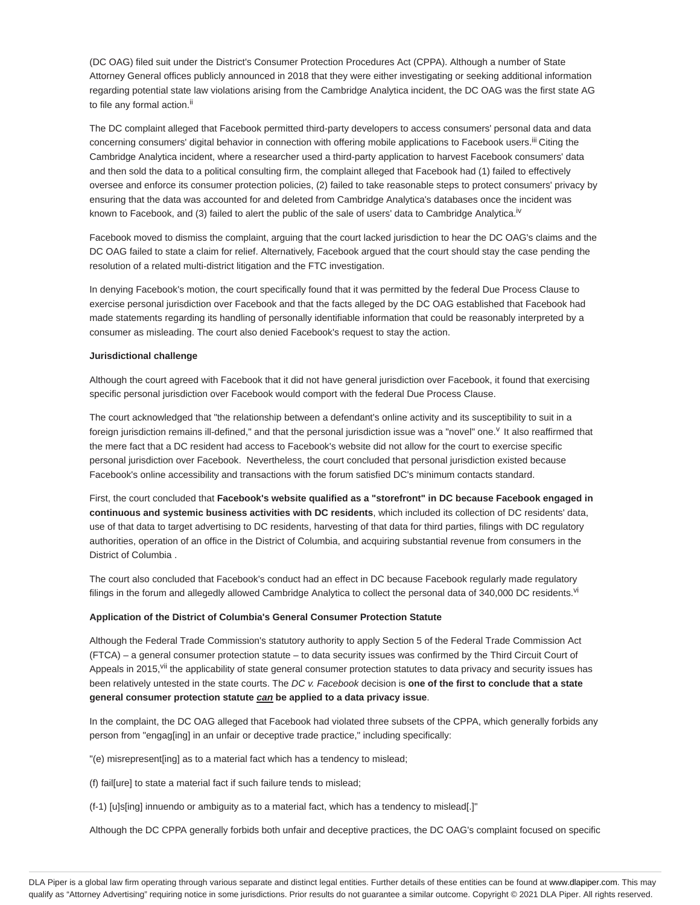(DC OAG) filed suit under the District's Consumer Protection Procedures Act (CPPA). Although a number of State Attorney General offices publicly announced in 2018 that they were either investigating or seeking additional information regarding potential state law violations arising from the Cambridge Analytica incident, the DC OAG was the first state AG to file any formal action.[ii]

The DC complaint alleged that Facebook permitted third-party developers to access consumers' personal data and data concerning consumers' digital behavior in connection with offering mobile applications to Facebook users.[iii] Citing the Cambridge Analytica incident, where a researcher used a third-party application to harvest Facebook consumers' data and then sold the data to a political consulting firm, the complaint alleged that Facebook had (1) failed to effectively oversee and enforce its consumer protection policies, (2) failed to take reasonable steps to protect consumers' privacy by ensuring that the data was accounted for and deleted from Cambridge Analytica's databases once the incident was known to Facebook, and (3) failed to alert the public of the sale of users' data to Cambridge Analytica.[iv]

Facebook moved to dismiss the complaint, arguing that the court lacked jurisdiction to hear the DC OAG's claims and the DC OAG failed to state a claim for relief. Alternatively, Facebook argued that the court should stay the case pending the resolution of a related multi-district litigation and the FTC investigation.

In denying Facebook's motion, the court specifically found that it was permitted by the federal Due Process Clause to exercise personal jurisdiction over Facebook and that the facts alleged by the DC OAG established that Facebook had made statements regarding its handling of personally identifiable information that could be reasonably interpreted by a consumer as misleading. The court also denied Facebook's request to stay the action.

**Jurisdictional challenge**

Although the court agreed with Facebook that it did not have general jurisdiction over Facebook, it found that exercising specific personal jurisdiction over Facebook would comport with the federal Due Process Clause.

The court acknowledged that "the relationship between a defendant's online activity and its susceptibility to suit in a foreign jurisdiction remains ill-defined," and that the personal jurisdiction issue was a "novel" one.[v] It also reaffirmed that the mere fact that a DC resident had access to Facebook's website did not allow for the court to exercise specific personal jurisdiction over Facebook. Nevertheless, the court concluded that personal jurisdiction existed because Facebook's online accessibility and transactions with the forum satisfied DC's minimum contacts standard.

First, the court concluded that **Facebook's website qualified as a "storefront" in DC because Facebook engaged in continuous and systemic business activities with DC residents**, which included its collection of DC residents' data, use of that data to target advertising to DC residents, harvesting of that data for third parties, filings with DC regulatory authorities, operation of an office in the District of Columbia, and acquiring substantial revenue from consumers in the District of Columbia .

The court also concluded that Facebook's conduct had an effect in DC because Facebook regularly made regulatory filings in the forum and allegedly allowed Cambridge Analytica to collect the personal data of 340,000 DC residents.[vi]

**Application of the District of Columbia's General Consumer Protection Statute**

Although the Federal Trade Commission's statutory authority to apply Section 5 of the Federal Trade Commission Act (FTCA) – a general consumer protection statute – to data security issues was confirmed by the Third Circuit Court of Appeals in 2015,[vii] the applicability of state general consumer protection statutes to data privacy and security issues has been relatively untested in the state courts. The *DC v. Facebook* decision is **one of the first to conclude that a state general consumer protection statute *can* be applied to a data privacy issue**.

In the complaint, the DC OAG alleged that Facebook had violated three subsets of the CPPA, which generally forbids any person from "engag[ing] in an unfair or deceptive trade practice," including specifically:

"(e) misrepresent[ing] as to a material fact which has a tendency to mislead;

(f) fail[ure] to state a material fact if such failure tends to mislead;

(f-1) [u]s[ing] innuendo or ambiguity as to a material fact, which has a tendency to mislead[.]"

Although the DC CPPA generally forbids both unfair and deceptive practices, the DC OAG's complaint focused on specific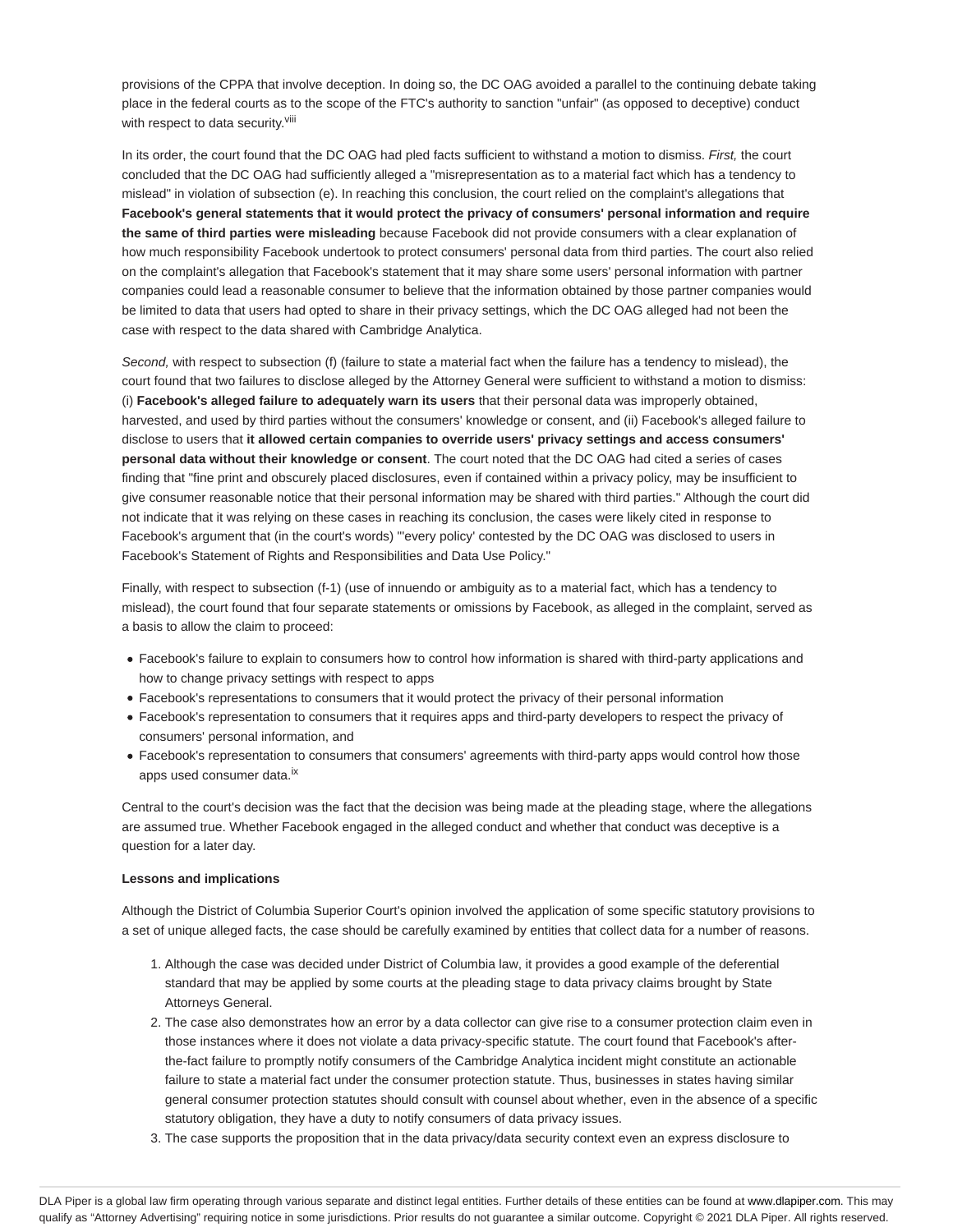provisions of the CPPA that involve deception. In doing so, the DC OAG avoided a parallel to the continuing debate taking place in the federal courts as to the scope of the FTC's authority to sanction "unfair" (as opposed to deceptive) conduct with respect to data security.[viii]

In its order, the court found that the DC OAG had pled facts sufficient to withstand a motion to dismiss. *First,* the court concluded that the DC OAG had sufficiently alleged a "misrepresentation as to a material fact which has a tendency to mislead" in violation of subsection (e). In reaching this conclusion, the court relied on the complaint's allegations that **Facebook's general statements that it would protect the privacy of consumers' personal information and require the same of third parties were misleading** because Facebook did not provide consumers with a clear explanation of how much responsibility Facebook undertook to protect consumers' personal data from third parties. The court also relied on the complaint's allegation that Facebook's statement that it may share some users' personal information with partner companies could lead a reasonable consumer to believe that the information obtained by those partner companies would be limited to data that users had opted to share in their privacy settings, which the DC OAG alleged had not been the case with respect to the data shared with Cambridge Analytica.

*Second,* with respect to subsection (f) (failure to state a material fact when the failure has a tendency to mislead), the court found that two failures to disclose alleged by the Attorney General were sufficient to withstand a motion to dismiss: (i) **Facebook's alleged failure to adequately warn its users** that their personal data was improperly obtained, harvested, and used by third parties without the consumers' knowledge or consent, and (ii) Facebook's alleged failure to disclose to users that **it allowed certain companies to override users' privacy settings and access consumers' personal data without their knowledge or consent**. The court noted that the DC OAG had cited a series of cases finding that "fine print and obscurely placed disclosures, even if contained within a privacy policy, may be insufficient to give consumer reasonable notice that their personal information may be shared with third parties." Although the court did not indicate that it was relying on these cases in reaching its conclusion, the cases were likely cited in response to Facebook's argument that (in the court's words) "'every policy' contested by the DC OAG was disclosed to users in Facebook's Statement of Rights and Responsibilities and Data Use Policy."

Finally, with respect to subsection (f-1) (use of innuendo or ambiguity as to a material fact, which has a tendency to mislead), the court found that four separate statements or omissions by Facebook, as alleged in the complaint, served as a basis to allow the claim to proceed:

- Facebook's failure to explain to consumers how to control how information is shared with third-party applications and how to change privacy settings with respect to apps
- Facebook's representations to consumers that it would protect the privacy of their personal information
- Facebook's representation to consumers that it requires apps and third-party developers to respect the privacy of consumers' personal information, and
- Facebook's representation to consumers that consumers' agreements with third-party apps would control how those apps used consumer data.[ix]

Central to the court's decision was the fact that the decision was being made at the pleading stage, where the allegations are assumed true. Whether Facebook engaged in the alleged conduct and whether that conduct was deceptive is a question for a later day.

**Lessons and implications**

Although the District of Columbia Superior Court's opinion involved the application of some specific statutory provisions to a set of unique alleged facts, the case should be carefully examined by entities that collect data for a number of reasons.

1. Although the case was decided under District of Columbia law, it provides a good example of the deferential standard that may be applied by some courts at the pleading stage to data privacy claims brought by State Attorneys General.
2. The case also demonstrates how an error by a data collector can give rise to a consumer protection claim even in those instances where it does not violate a data privacy-specific statute. The court found that Facebook's after-the-fact failure to promptly notify consumers of the Cambridge Analytica incident might constitute an actionable failure to state a material fact under the consumer protection statute. Thus, businesses in states having similar general consumer protection statutes should consult with counsel about whether, even in the absence of a specific statutory obligation, they have a duty to notify consumers of data privacy issues.
3. The case supports the proposition that in the data privacy/data security context even an express disclosure to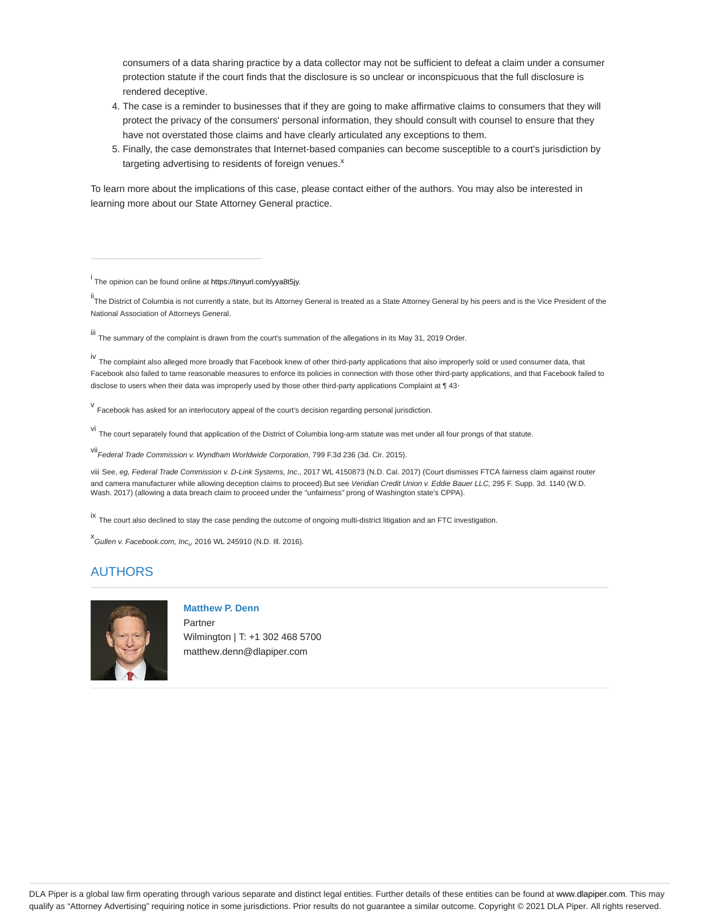consumers of a data sharing practice by a data collector may not be sufficient to defeat a claim under a consumer protection statute if the court finds that the disclosure is so unclear or inconspicuous that the full disclosure is rendered deceptive.

4. The case is a reminder to businesses that if they are going to make affirmative claims to consumers that they will protect the privacy of the consumers' personal information, they should consult with counsel to ensure that they have not overstated those claims and have clearly articulated any exceptions to them.
5. Finally, the case demonstrates that Internet-based companies can become susceptible to a court's jurisdiction by targeting advertising to residents of foreign venues.[x]

To learn more about the implications of this case, please contact either of the authors. You may also be interested in learning more about our State Attorney General practice.

---

[i] The opinion can be found online at https://tinyurl.com/yya8t5jy.

[ii] The District of Columbia is not currently a state, but its Attorney General is treated as a State Attorney General by his peers and is the Vice President of the National Association of Attorneys General.

[iii] The summary of the complaint is drawn from the court's summation of the allegations in its May 31, 2019 Order.

[iv] The complaint also alleged more broadly that Facebook knew of other third-party applications that also improperly sold or used consumer data, that Facebook also failed to tame reasonable measures to enforce its policies in connection with those other third-party applications, and that Facebook failed to disclose to users when their data was improperly used by those other third-party applications Complaint at ¶ 43·

[v] Facebook has asked for an interlocutory appeal of the court's decision regarding personal jurisdiction.

[vi] The court separately found that application of the District of Columbia long-arm statute was met under all four prongs of that statute.

[vii] *Federal Trade Commission v. Wyndham Worldwide Corporation*, 799 F.3d 236 (3d. Cir. 2015).

viii See, *eg, Federal Trade Commission v. D-Link Systems, Inc*., 2017 WL 4150873 (N.D. Cal. 2017) (Court dismisses FTCA fairness claim against router and camera manufacturer while allowing deception claims to proceed).But see *Veridian Credit Union v. Eddie Bauer LLC,* 295 F. Supp. 3d. 1140 (W.D. Wash. 2017) (allowing a data breach claim to proceed under the "unfairness" prong of Washington state's CPPA).

[ix] The court also declined to stay the case pending the outcome of ongoing multi-district litigation and an FTC investigation.

[x] *Gullen v. Facebook.com, Inc*., 2016 WL 245910 (N.D. Ill. 2016).

## AUTHORS

**Matthew P. Denn**
Partner
Wilmington | T: +1 302 468 5700
matthew.denn@dlapiper.com

DLA Piper is a global law firm operating through various separate and distinct legal entities. Further details of these entities can be found at www.dlapiper.com. This may qualify as "Attorney Advertising" requiring notice in some jurisdictions. Prior results do not guarantee a similar outcome. Copyright © 2021 DLA Piper. All rights reserved.